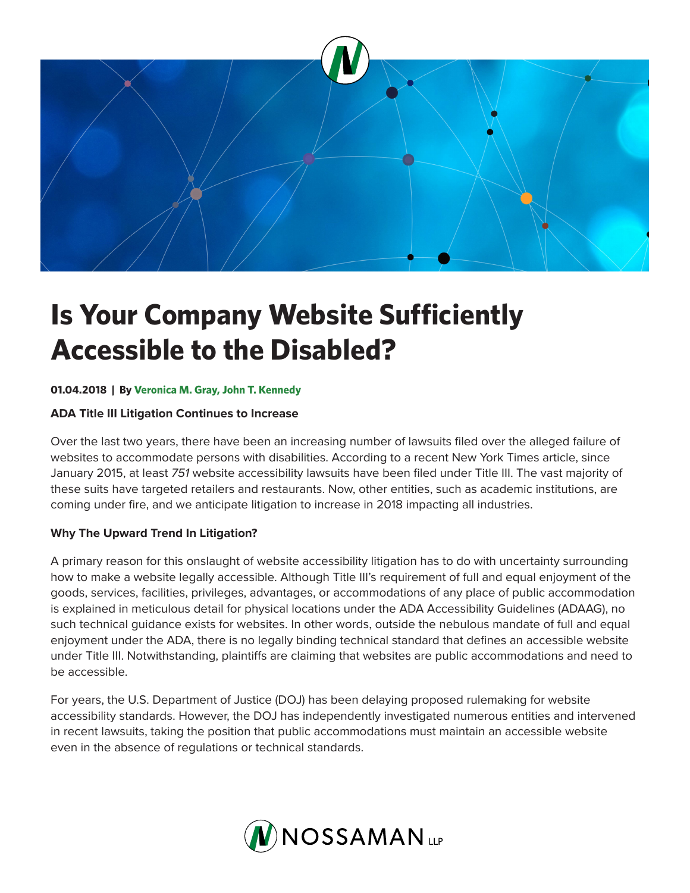# Is Your Company Website Sufficiently Accessible to the Disabled?

**01.04.2018 | By Veronica M. Gray, John T. Kennedy**

**ADA Title III Litigation Continues to Increase**

Over the last two years, there have been an increasing number of lawsuits filed over the alleged failure of websites to accommodate persons with disabilities. According to a recent New York Times article, since January 2015, at least *751* website accessibility lawsuits have been filed under Title III. The vast majority of these suits have targeted retailers and restaurants. Now, other entities, such as academic institutions, are coming under fire, and we anticipate litigation to increase in 2018 impacting all industries.

**Why The Upward Trend In Litigation?**

A primary reason for this onslaught of website accessibility litigation has to do with uncertainty surrounding how to make a website legally accessible. Although Title III's requirement of full and equal enjoyment of the goods, services, facilities, privileges, advantages, or accommodations of any place of public accommodation is explained in meticulous detail for physical locations under the ADA Accessibility Guidelines (ADAAG), no such technical guidance exists for websites. In other words, outside the nebulous mandate of full and equal enjoyment under the ADA, there is no legally binding technical standard that defines an accessible website under Title III. Notwithstanding, plaintiffs are claiming that websites are public accommodations and need to be accessible.

For years, the U.S. Department of Justice (DOJ) has been delaying proposed rulemaking for website accessibility standards. However, the DOJ has independently investigated numerous entities and intervened in recent lawsuits, taking the position that public accommodations must maintain an accessible website even in the absence of regulations or technical standards.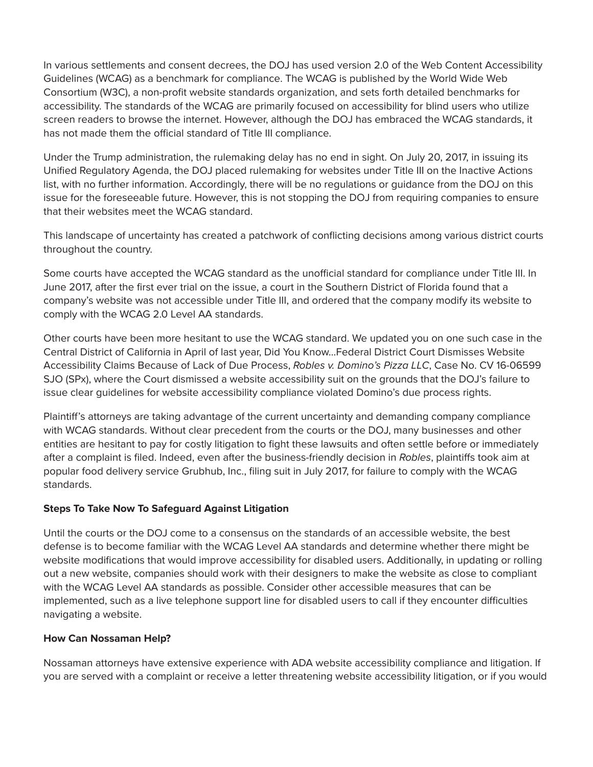In various settlements and consent decrees, the DOJ has used version 2.0 of the Web Content Accessibility Guidelines (WCAG) as a benchmark for compliance. The WCAG is published by the World Wide Web Consortium (W3C), a non-profit website standards organization, and sets forth detailed benchmarks for accessibility. The standards of the WCAG are primarily focused on accessibility for blind users who utilize screen readers to browse the internet. However, although the DOJ has embraced the WCAG standards, it has not made them the official standard of Title III compliance.

Under the Trump administration, the rulemaking delay has no end in sight. On July 20, 2017, in issuing its Unified Regulatory Agenda, the DOJ placed rulemaking for websites under Title III on the Inactive Actions list, with no further information. Accordingly, there will be no regulations or guidance from the DOJ on this issue for the foreseeable future. However, this is not stopping the DOJ from requiring companies to ensure that their websites meet the WCAG standard.

This landscape of uncertainty has created a patchwork of conflicting decisions among various district courts throughout the country.

Some courts have accepted the WCAG standard as the unofficial standard for compliance under Title III. In June 2017, after the first ever trial on the issue, a court in the Southern District of Florida found that a company's website was not accessible under Title III, and ordered that the company modify its website to comply with the WCAG 2.0 Level AA standards.

Other courts have been more hesitant to use the WCAG standard. We updated you on one such case in the Central District of California in April of last year, Did You Know...Federal District Court Dismisses Website Accessibility Claims Because of Lack of Due Process, *Robles v. Domino's Pizza LLC*, Case No. CV 16-06599 SJO (SPx), where the Court dismissed a website accessibility suit on the grounds that the DOJ's failure to issue clear guidelines for website accessibility compliance violated Domino's due process rights.

Plaintiff's attorneys are taking advantage of the current uncertainty and demanding company compliance with WCAG standards. Without clear precedent from the courts or the DOJ, many businesses and other entities are hesitant to pay for costly litigation to fight these lawsuits and often settle before or immediately after a complaint is filed. Indeed, even after the business-friendly decision in *Robles*, plaintiffs took aim at popular food delivery service Grubhub, Inc., filing suit in July 2017, for failure to comply with the WCAG standards.

**Steps To Take Now To Safeguard Against Litigation**

Until the courts or the DOJ come to a consensus on the standards of an accessible website, the best defense is to become familiar with the WCAG Level AA standards and determine whether there might be website modifications that would improve accessibility for disabled users. Additionally, in updating or rolling out a new website, companies should work with their designers to make the website as close to compliant with the WCAG Level AA standards as possible. Consider other accessible measures that can be implemented, such as a live telephone support line for disabled users to call if they encounter difficulties navigating a website.

**How Can Nossaman Help?**

Nossaman attorneys have extensive experience with ADA website accessibility compliance and litigation. If you are served with a complaint or receive a letter threatening website accessibility litigation, or if you would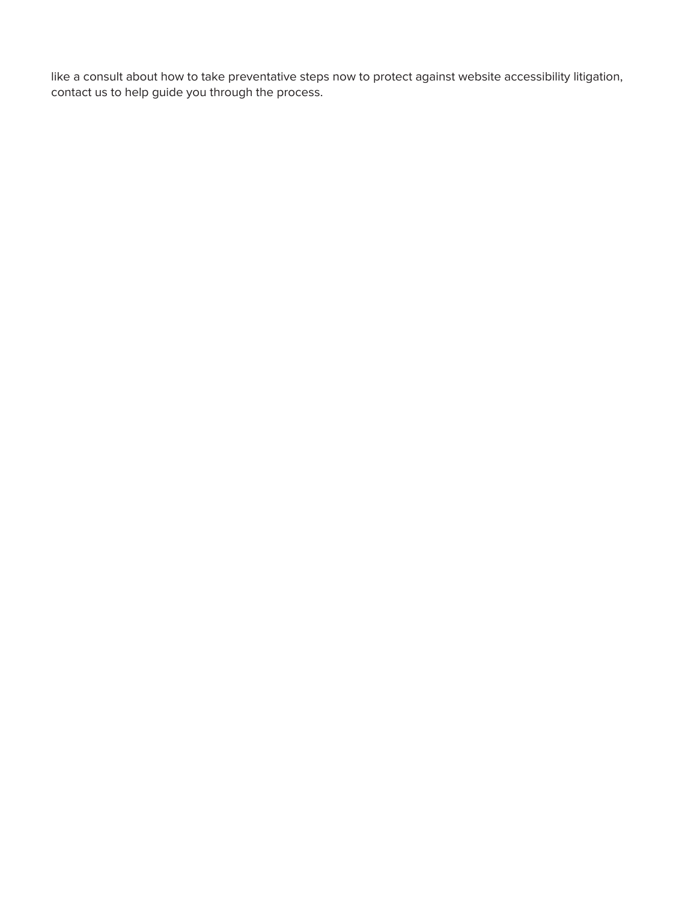like a consult about how to take preventative steps now to protect against website accessibility litigation, contact us to help guide you through the process.